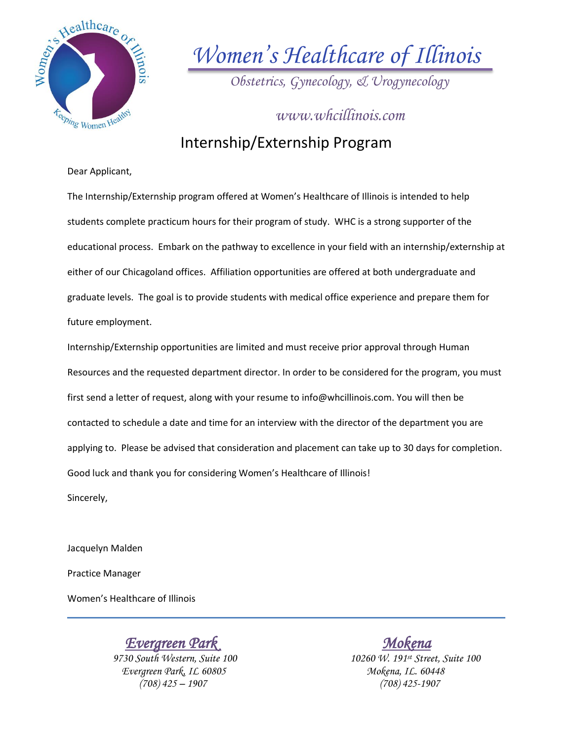# *Women's Healthcare of Illinois*

*Obstetrics, Gynecology, & Urogynecology*

*www.whcillinois.com*

## Internship/Externship Program

Dear Applicant,

The Internship/Externship program offered at Women's Healthcare of Illinois is intended to help students complete practicum hours for their program of study. WHC is a strong supporter of the educational process. Embark on the pathway to excellence in your field with an internship/externship at either of our Chicagoland offices. Affiliation opportunities are offered at both undergraduate and graduate levels. The goal is to provide students with medical office experience and prepare them for future employment.

Internship/Externship opportunities are limited and must receive prior approval through Human Resources and the requested department director. In order to be considered for the program, you must first send a letter of request, along with your resume to info@whcillinois.com. You will then be contacted to schedule a date and time for an interview with the director of the department you are applying to. Please be advised that consideration and placement can take up to 30 days for completion.

Good luck and thank you for considering Women's Healthcare of Illinois!

Sincerely,

Jacquelyn Malden

Practice Manager

Women's Healthcare of Illinois

---

***Evergreen Park***
*9730 South Western, Suite 100*
*Evergreen Park, IL 60805*
*(708) 425 – 1907*

***Mokena***
*10260 W. 191st Street, Suite 100*
*Mokena, IL. 60448*
*(708) 425-1907*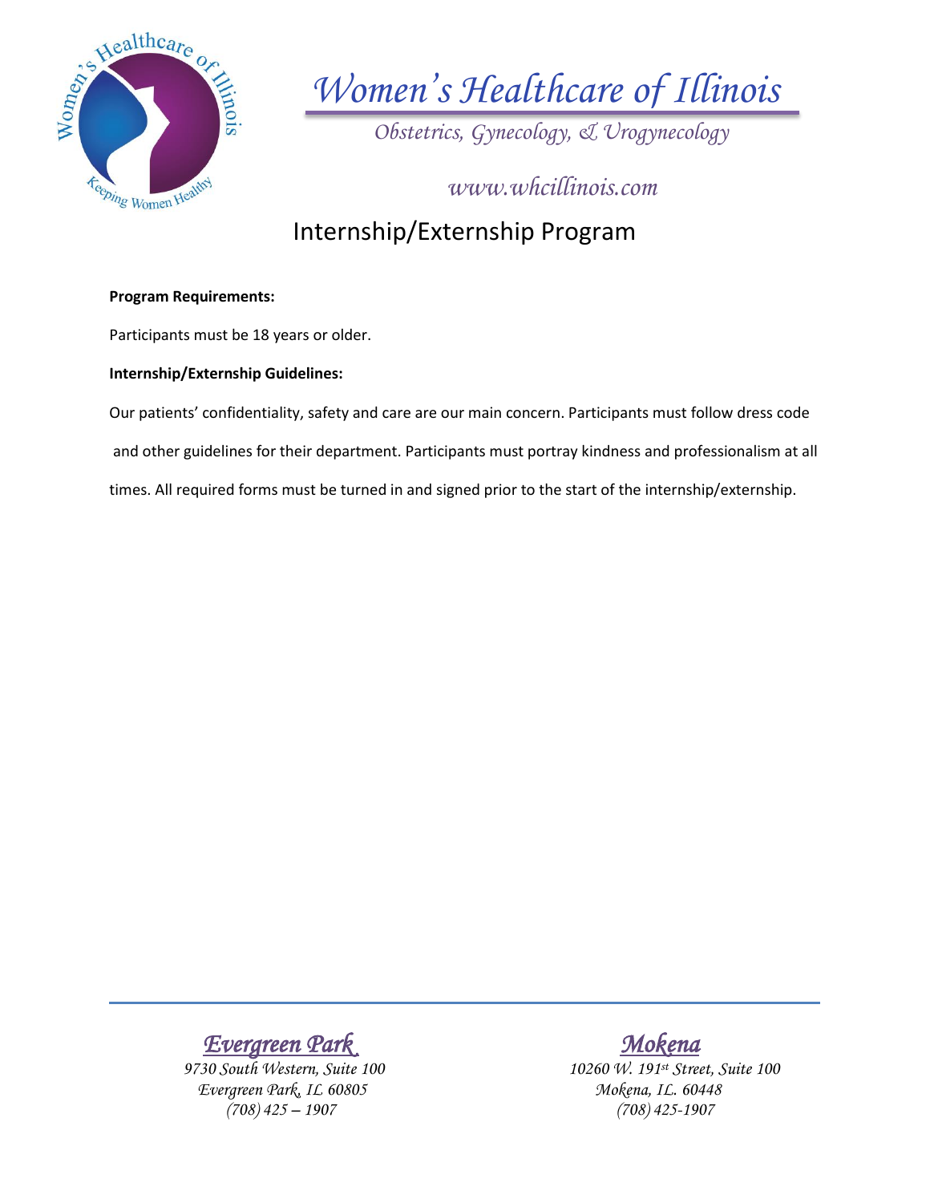# *Women's Healthcare of Illinois*

*Obstetrics, Gynecology, & Urogynecology*

*www.whcillinois.com*

## Internship/Externship Program

**Program Requirements:**

Participants must be 18 years or older.

**Internship/Externship Guidelines:**

Our patients' confidentiality, safety and care are our main concern. Participants must follow dress code and other guidelines for their department. Participants must portray kindness and professionalism at all times. All required forms must be turned in and signed prior to the start of the internship/externship.

---

***Evergreen Park***
*9730 South Western, Suite 100*
*Evergreen Park, IL 60805*
*(708) 425 – 1907*

***Mokena***
*10260 W. 191st Street, Suite 100*
*Mokena, IL. 60448*
*(708) 425-1907*